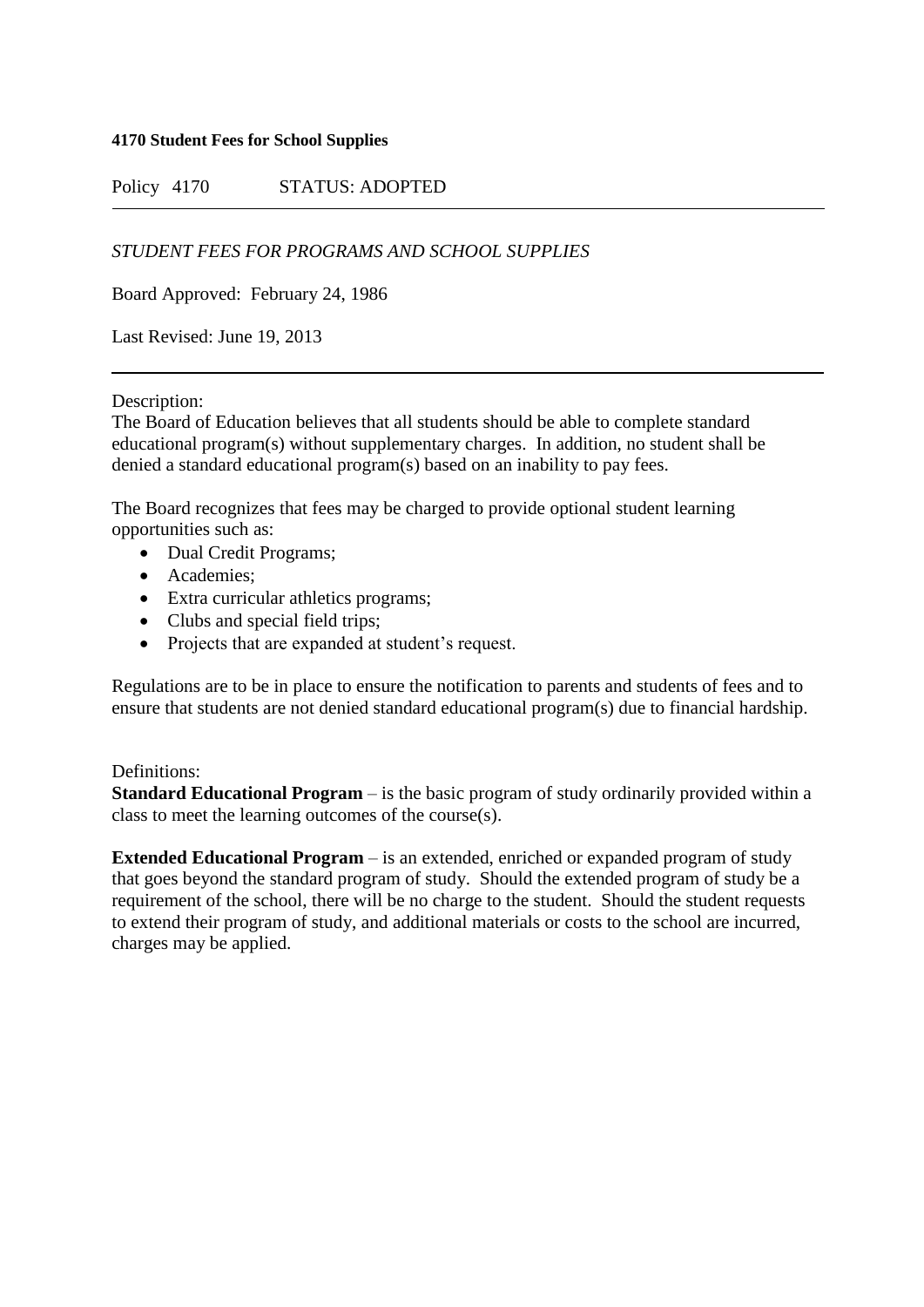**4170 Student Fees for School Supplies**

Policy 4170 STATUS: ADOPTED

---

*STUDENT FEES FOR PROGRAMS AND SCHOOL SUPPLIES*

Board Approved: February 24, 1986

Last Revised: June 19, 2013

---

Description:
The Board of Education believes that all students should be able to complete standard educational program(s) without supplementary charges. In addition, no student shall be denied a standard educational program(s) based on an inability to pay fees.

The Board recognizes that fees may be charged to provide optional student learning opportunities such as:

- Dual Credit Programs;
- Academies;
- Extra curricular athletics programs;
- Clubs and special field trips;
- Projects that are expanded at student's request.

Regulations are to be in place to ensure the notification to parents and students of fees and to ensure that students are not denied standard educational program(s) due to financial hardship.

Definitions:
**Standard Educational Program** – is the basic program of study ordinarily provided within a class to meet the learning outcomes of the course(s).

**Extended Educational Program** – is an extended, enriched or expanded program of study that goes beyond the standard program of study. Should the extended program of study be a requirement of the school, there will be no charge to the student. Should the student requests to extend their program of study, and additional materials or costs to the school are incurred, charges may be applied.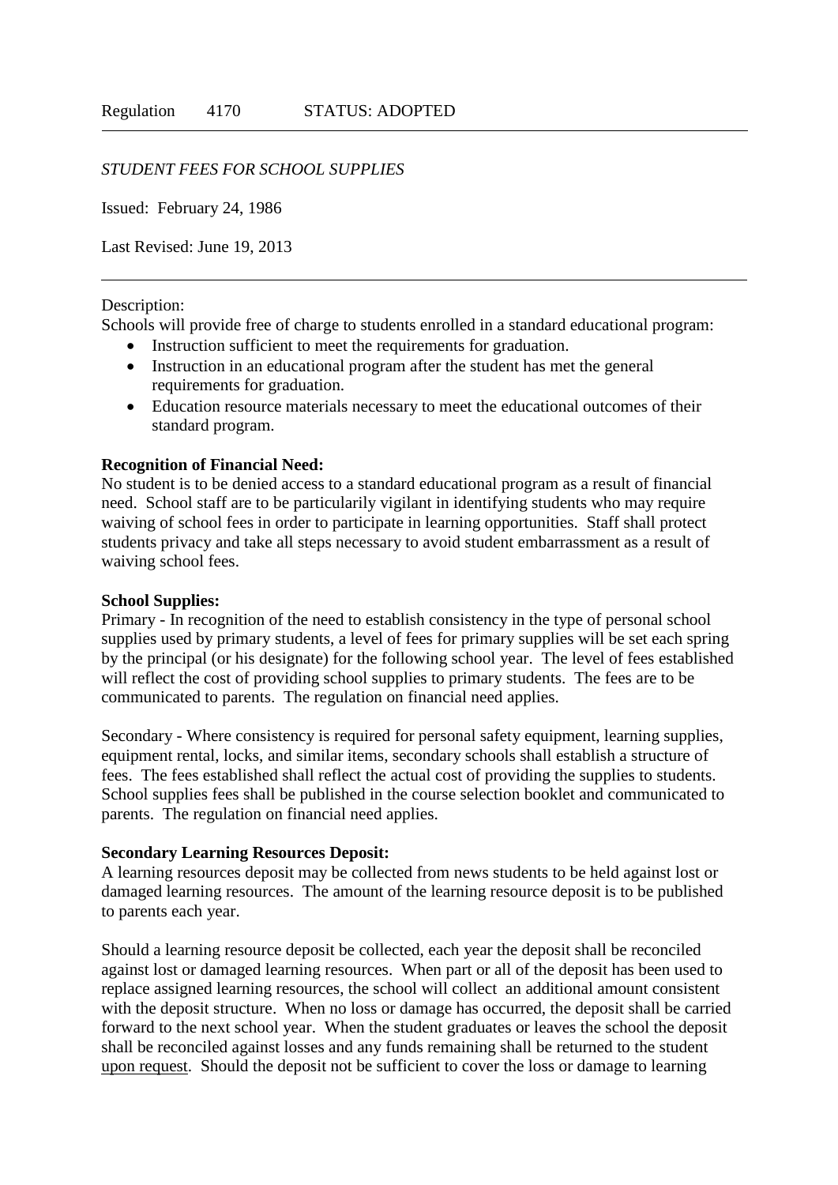Regulation 4170 STATUS: ADOPTED

---

*STUDENT FEES FOR SCHOOL SUPPLIES*

Issued: February 24, 1986

Last Revised: June 19, 2013

---

Description:
Schools will provide free of charge to students enrolled in a standard educational program:

- Instruction sufficient to meet the requirements for graduation.
- Instruction in an educational program after the student has met the general requirements for graduation.
- Education resource materials necessary to meet the educational outcomes of their standard program.

**Recognition of Financial Need:**
No student is to be denied access to a standard educational program as a result of financial need. School staff are to be particularily vigilant in identifying students who may require waiving of school fees in order to participate in learning opportunities. Staff shall protect students privacy and take all steps necessary to avoid student embarrassment as a result of waiving school fees.

**School Supplies:**
Primary - In recognition of the need to establish consistency in the type of personal school supplies used by primary students, a level of fees for primary supplies will be set each spring by the principal (or his designate) for the following school year. The level of fees established will reflect the cost of providing school supplies to primary students. The fees are to be communicated to parents. The regulation on financial need applies.

Secondary - Where consistency is required for personal safety equipment, learning supplies, equipment rental, locks, and similar items, secondary schools shall establish a structure of fees. The fees established shall reflect the actual cost of providing the supplies to students. School supplies fees shall be published in the course selection booklet and communicated to parents. The regulation on financial need applies.

**Secondary Learning Resources Deposit:**
A learning resources deposit may be collected from news students to be held against lost or damaged learning resources. The amount of the learning resource deposit is to be published to parents each year.

Should a learning resource deposit be collected, each year the deposit shall be reconciled against lost or damaged learning resources. When part or all of the deposit has been used to replace assigned learning resources, the school will collect an additional amount consistent with the deposit structure. When no loss or damage has occurred, the deposit shall be carried forward to the next school year. When the student graduates or leaves the school the deposit shall be reconciled against losses and any funds remaining shall be returned to the student <u>upon request</u>. Should the deposit not be sufficient to cover the loss or damage to learning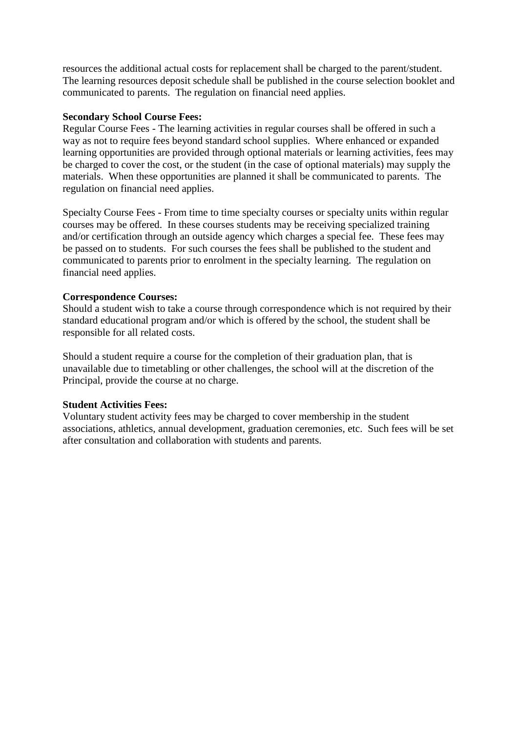resources the additional actual costs for replacement shall be charged to the parent/student. The learning resources deposit schedule shall be published in the course selection booklet and communicated to parents. The regulation on financial need applies.

**Secondary School Course Fees:**

Regular Course Fees - The learning activities in regular courses shall be offered in such a way as not to require fees beyond standard school supplies. Where enhanced or expanded learning opportunities are provided through optional materials or learning activities, fees may be charged to cover the cost, or the student (in the case of optional materials) may supply the materials. When these opportunities are planned it shall be communicated to parents. The regulation on financial need applies.

Specialty Course Fees - From time to time specialty courses or specialty units within regular courses may be offered. In these courses students may be receiving specialized training and/or certification through an outside agency which charges a special fee. These fees may be passed on to students. For such courses the fees shall be published to the student and communicated to parents prior to enrolment in the specialty learning. The regulation on financial need applies.

**Correspondence Courses:**

Should a student wish to take a course through correspondence which is not required by their standard educational program and/or which is offered by the school, the student shall be responsible for all related costs.

Should a student require a course for the completion of their graduation plan, that is unavailable due to timetabling or other challenges, the school will at the discretion of the Principal, provide the course at no charge.

**Student Activities Fees:**

Voluntary student activity fees may be charged to cover membership in the student associations, athletics, annual development, graduation ceremonies, etc. Such fees will be set after consultation and collaboration with students and parents.